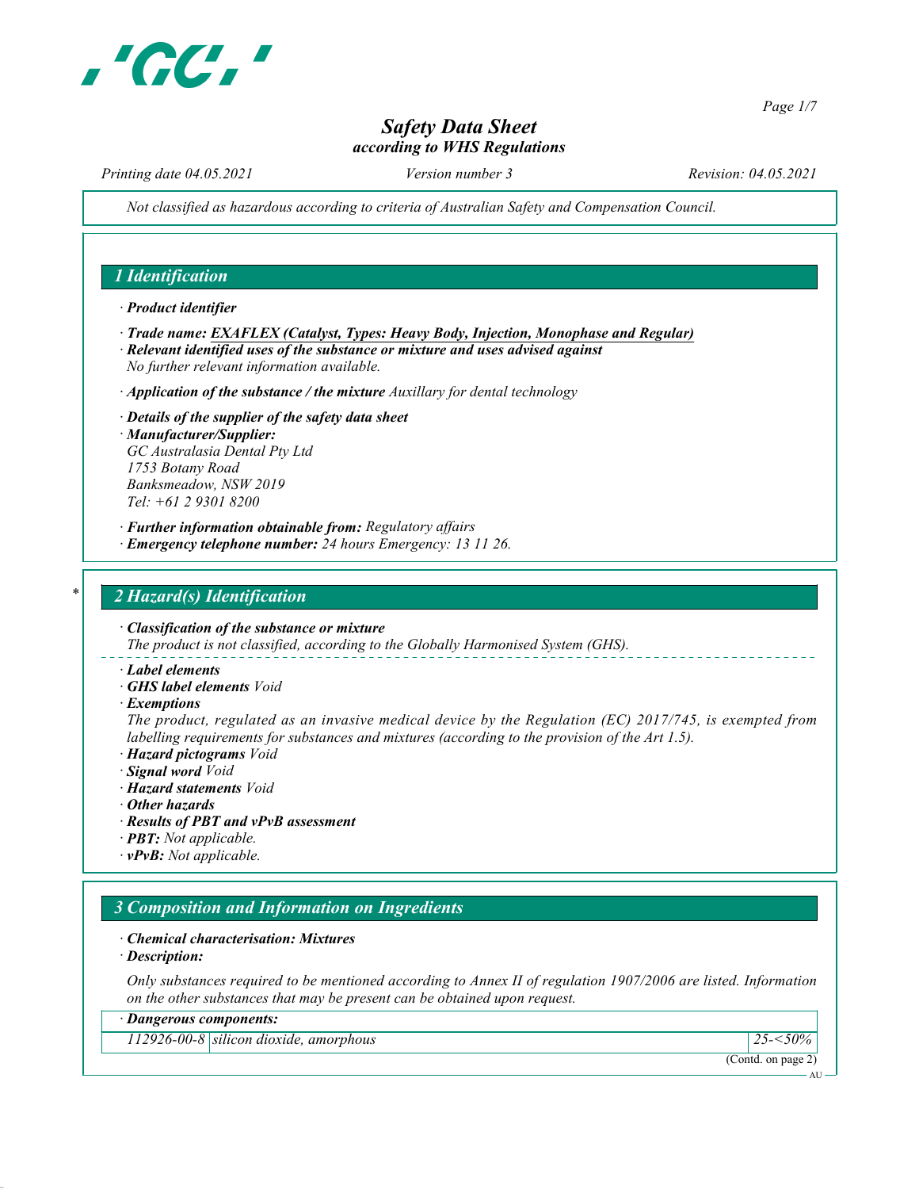# Safety Data Sheet
*according to WHS Regulations*

*Printing date 04.05.2021* *Version number 3* *Revision: 04.05.2021*

*Not classified as hazardous according to criteria of Australian Safety and Compensation Council.*

## 1 Identification

· **Product identifier**

· **Trade name: EXAFLEX (Catalyst, Types: Heavy Body, Injection, Monophase and Regular)**
· **Relevant identified uses of the substance or mixture and uses advised against**
*No further relevant information available.*

· **Application of the substance / the mixture** *Auxillary for dental technology*

· **Details of the supplier of the safety data sheet**
· **Manufacturer/Supplier:**
*GC Australasia Dental Pty Ltd*
*1753 Botany Road*
*Banksmeadow, NSW 2019*
*Tel: +61 2 9301 8200*

· **Further information obtainable from:** *Regulatory affairs*
· **Emergency telephone number:** *24 hours Emergency: 13 11 26.*

## * 2 Hazard(s) Identification

· **Classification of the substance or mixture**
*The product is not classified, according to the Globally Harmonised System (GHS).*

· **Label elements**
· **GHS label elements** *Void*
· **Exemptions**
*The product, regulated as an invasive medical device by the Regulation (EC) 2017/745, is exempted from labelling requirements for substances and mixtures (according to the provision of the Art 1.5).*
· **Hazard pictograms** *Void*
· **Signal word** *Void*
· **Hazard statements** *Void*
· **Other hazards**
· **Results of PBT and vPvB assessment**
· **PBT:** *Not applicable.*
· **vPvB:** *Not applicable.*

## 3 Composition and Information on Ingredients

· **Chemical characterisation: Mixtures**
· **Description:**

*Only substances required to be mentioned according to Annex II of regulation 1907/2006 are listed. Information on the other substances that may be present can be obtained upon request.*

| · **Dangerous components:** | | |
|---|---|---|
| 112926-00-8 | silicon dioxide, amorphous | 25-<50% |

(Contd. on page 2)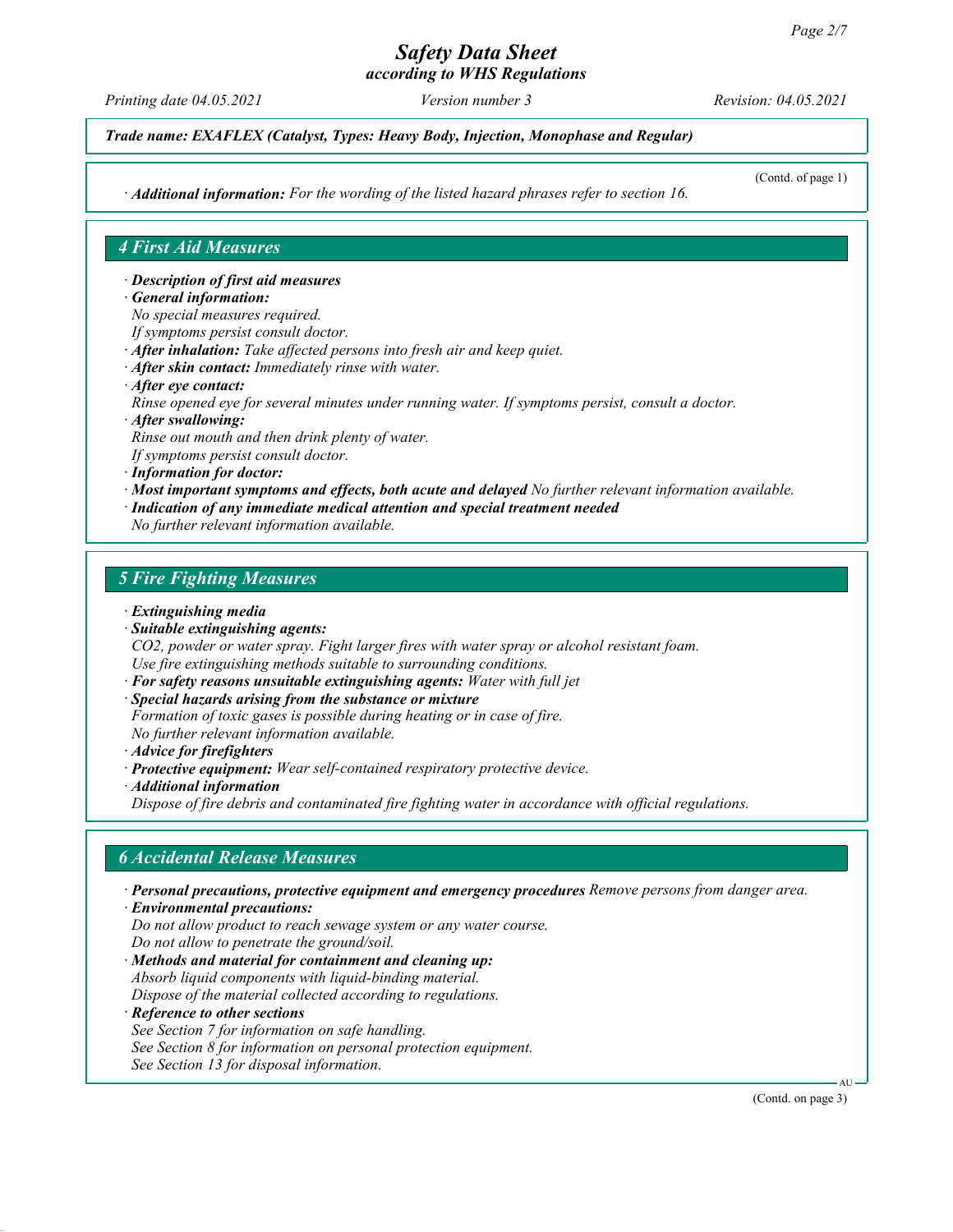*Safety Data Sheet*
*according to WHS Regulations*

*Printing date 04.05.2021* | *Version number 3* | *Revision: 04.05.2021*

***Trade name: EXAFLEX (Catalyst, Types: Heavy Body, Injection, Monophase and Regular)***

(Contd. of page 1)

· ***Additional information:*** *For the wording of the listed hazard phrases refer to section 16.*

## *4 First Aid Measures*

· ***Description of first aid measures***
· ***General information:***
*No special measures required.*
*If symptoms persist consult doctor.*
· ***After inhalation:*** *Take affected persons into fresh air and keep quiet.*
· ***After skin contact:*** *Immediately rinse with water.*
· ***After eye contact:***
*Rinse opened eye for several minutes under running water. If symptoms persist, consult a doctor.*
· ***After swallowing:***
*Rinse out mouth and then drink plenty of water.*
*If symptoms persist consult doctor.*
· ***Information for doctor:***
· ***Most important symptoms and effects, both acute and delayed*** *No further relevant information available.*
· ***Indication of any immediate medical attention and special treatment needed***
*No further relevant information available.*

## *5 Fire Fighting Measures*

· ***Extinguishing media***
· ***Suitable extinguishing agents:***
*$CO_2$, powder or water spray. Fight larger fires with water spray or alcohol resistant foam.*
*Use fire extinguishing methods suitable to surrounding conditions.*
· ***For safety reasons unsuitable extinguishing agents:*** *Water with full jet*
· ***Special hazards arising from the substance or mixture***
*Formation of toxic gases is possible during heating or in case of fire.*
*No further relevant information available.*
· ***Advice for firefighters***
· ***Protective equipment:*** *Wear self-contained respiratory protective device.*
· ***Additional information***
*Dispose of fire debris and contaminated fire fighting water in accordance with official regulations.*

## *6 Accidental Release Measures*

· ***Personal precautions, protective equipment and emergency procedures*** *Remove persons from danger area.*
· ***Environmental precautions:***
*Do not allow product to reach sewage system or any water course.*
*Do not allow to penetrate the ground/soil.*
· ***Methods and material for containment and cleaning up:***
*Absorb liquid components with liquid-binding material.*
*Dispose of the material collected according to regulations.*
· ***Reference to other sections***
*See Section 7 for information on safe handling.*
*See Section 8 for information on personal protection equipment.*
*See Section 13 for disposal information.*

(Contd. on page 3)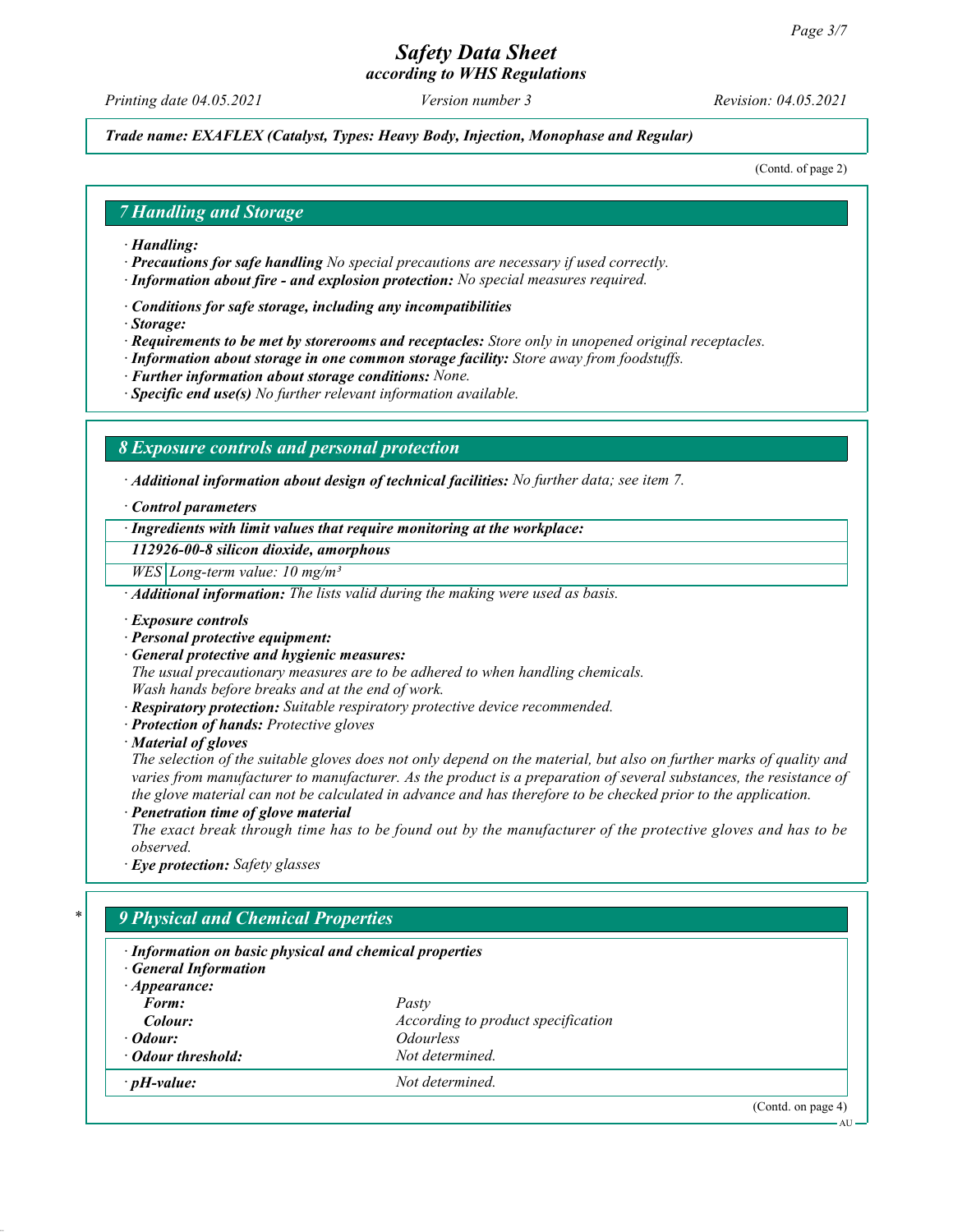(Contd. of page 2)

## 7 Handling and Storage

· **Handling:**
· **Precautions for safe handling** *No special precautions are necessary if used correctly.*
· **Information about fire - and explosion protection:** *No special measures required.*

· **Conditions for safe storage, including any incompatibilities**
· **Storage:**
· **Requirements to be met by storerooms and receptacles:** *Store only in unopened original receptacles.*
· **Information about storage in one common storage facility:** *Store away from foodstuffs.*
· **Further information about storage conditions:** *None.*
· **Specific end use(s)** *No further relevant information available.*

## 8 Exposure controls and personal protection

· **Additional information about design of technical facilities:** *No further data; see item 7.*

· **Control parameters**

| · Ingredients with limit values that require monitoring at the workplace: | |
|---|---|
| **112926-00-8 silicon dioxide, amorphous** | |
| WES | Long-term value: 10 mg/m³ |

· **Additional information:** *The lists valid during the making were used as basis.*

· **Exposure controls**
· **Personal protective equipment:**
· **General protective and hygienic measures:**
*The usual precautionary measures are to be adhered to when handling chemicals.*
*Wash hands before breaks and at the end of work.*
· **Respiratory protection:** *Suitable respiratory protective device recommended.*
· **Protection of hands:** *Protective gloves*
· **Material of gloves**
*The selection of the suitable gloves does not only depend on the material, but also on further marks of quality and varies from manufacturer to manufacturer. As the product is a preparation of several substances, the resistance of the glove material can not be calculated in advance and has therefore to be checked prior to the application.*
· **Penetration time of glove material**
*The exact break through time has to be found out by the manufacturer of the protective gloves and has to be observed.*
· **Eye protection:** *Safety glasses*

## * 9 Physical and Chemical Properties

· **Information on basic physical and chemical properties**
· **General Information**
· **Appearance:**

| | |
|---|---|
| **Form:** | *Pasty* |
| **Colour:** | *According to product specification* |
| · **Odour:** | *Odourless* |
| · **Odour threshold:** | *Not determined.* |
| · **pH-value:** | *Not determined.* |

(Contd. on page 4)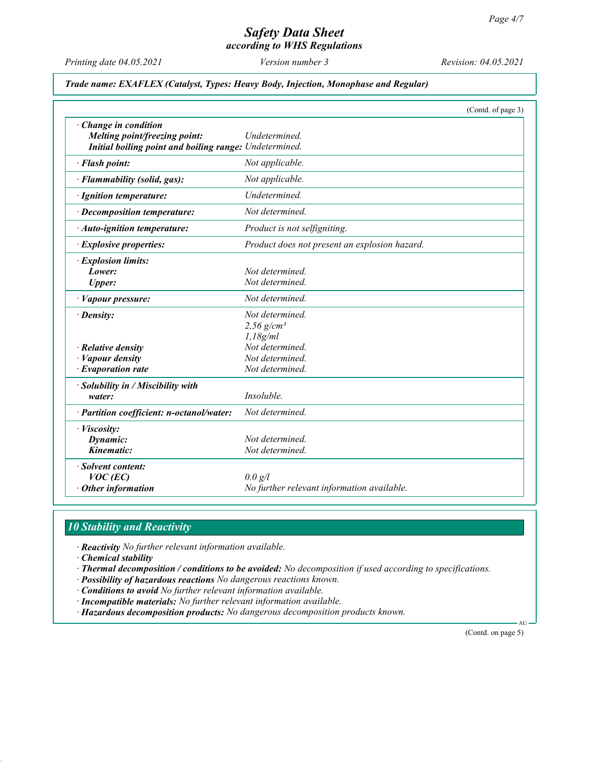**Trade name: EXAFLEX (Catalyst, Types: Heavy Body, Injection, Monophase and Regular)**

(Contd. of page 3)

| | |
|---|---|
| · **Change in condition** | |
| **Melting point/freezing point:** | Undetermined. |
| **Initial boiling point and boiling range:** | Undetermined. |
| · **Flash point:** | Not applicable. |
| · **Flammability (solid, gas):** | Not applicable. |
| · **Ignition temperature:** | Undetermined. |
| · **Decomposition temperature:** | Not determined. |
| · **Auto-ignition temperature:** | Product is not selfigniting. |
| · **Explosive properties:** | Product does not present an explosion hazard. |
| · **Explosion limits:** | |
| **Lower:** | Not determined. |
| **Upper:** | Not determined. |
| · **Vapour pressure:** | Not determined. |
| · **Density:** | Not determined. |
| | 2,56 $g/cm^3$ |
| | 1,18g/ml |
| · **Relative density** | Not determined. |
| · **Vapour density** | Not determined. |
| · **Evaporation rate** | Not determined. |
| · **Solubility in / Miscibility with water:** | Insoluble. |
| · **Partition coefficient: n-octanol/water:** | Not determined. |
| · **Viscosity:** | |
| **Dynamic:** | Not determined. |
| **Kinematic:** | Not determined. |
| · **Solvent content:** | |
| **VOC (EC)** | 0.0 g/l |
| · **Other information** | No further relevant information available. |

## 10 Stability and Reactivity

· **Reactivity** No further relevant information available.
· **Chemical stability**
· **Thermal decomposition / conditions to be avoided:** No decomposition if used according to specifications.
· **Possibility of hazardous reactions** No dangerous reactions known.
· **Conditions to avoid** No further relevant information available.
· **Incompatible materials:** No further relevant information available.
· **Hazardous decomposition products:** No dangerous decomposition products known.

(Contd. on page 5)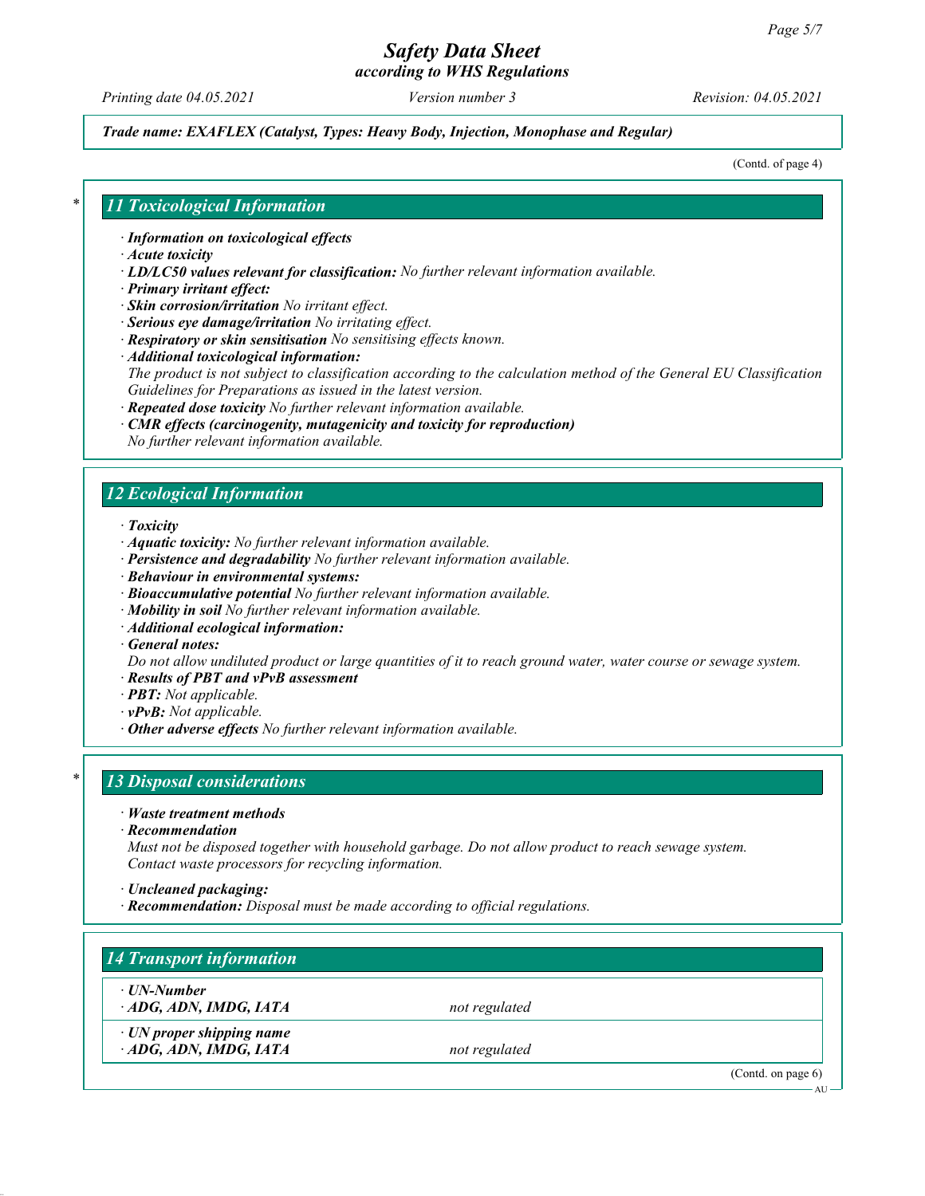*Trade name: EXAFLEX (Catalyst, Types: Heavy Body, Injection, Monophase and Regular)*

(Contd. of page 4)

## 11 Toxicological Information

· ***Information on toxicological effects***
· ***Acute toxicity***
· ***LD/LC50 values relevant for classification:*** *No further relevant information available.*
· ***Primary irritant effect:***
· ***Skin corrosion/irritation*** *No irritant effect.*
· ***Serious eye damage/irritation*** *No irritating effect.*
· ***Respiratory or skin sensitisation*** *No sensitising effects known.*
· ***Additional toxicological information:***
*The product is not subject to classification according to the calculation method of the General EU Classification Guidelines for Preparations as issued in the latest version.*
· ***Repeated dose toxicity*** *No further relevant information available.*
· ***CMR effects (carcinogenity, mutagenicity and toxicity for reproduction)***
*No further relevant information available.*

## 12 Ecological Information

· ***Toxicity***
· ***Aquatic toxicity:*** *No further relevant information available.*
· ***Persistence and degradability*** *No further relevant information available.*
· ***Behaviour in environmental systems:***
· ***Bioaccumulative potential*** *No further relevant information available.*
· ***Mobility in soil*** *No further relevant information available.*
· ***Additional ecological information:***
· ***General notes:***
*Do not allow undiluted product or large quantities of it to reach ground water, water course or sewage system.*
· ***Results of PBT and vPvB assessment***
· ***PBT:*** *Not applicable.*
· ***vPvB:*** *Not applicable.*
· ***Other adverse effects*** *No further relevant information available.*

## 13 Disposal considerations

· ***Waste treatment methods***
· ***Recommendation***
*Must not be disposed together with household garbage. Do not allow product to reach sewage system.*
*Contact waste processors for recycling information.*

· ***Uncleaned packaging:***
· ***Recommendation:*** *Disposal must be made according to official regulations.*

## 14 Transport information

| | |
|---|---|
| · ***UN-Number*** <br> · ***ADG, ADN, IMDG, IATA*** | *not regulated* |
| · ***UN proper shipping name*** <br> · ***ADG, ADN, IMDG, IATA*** | *not regulated* |

(Contd. on page 6)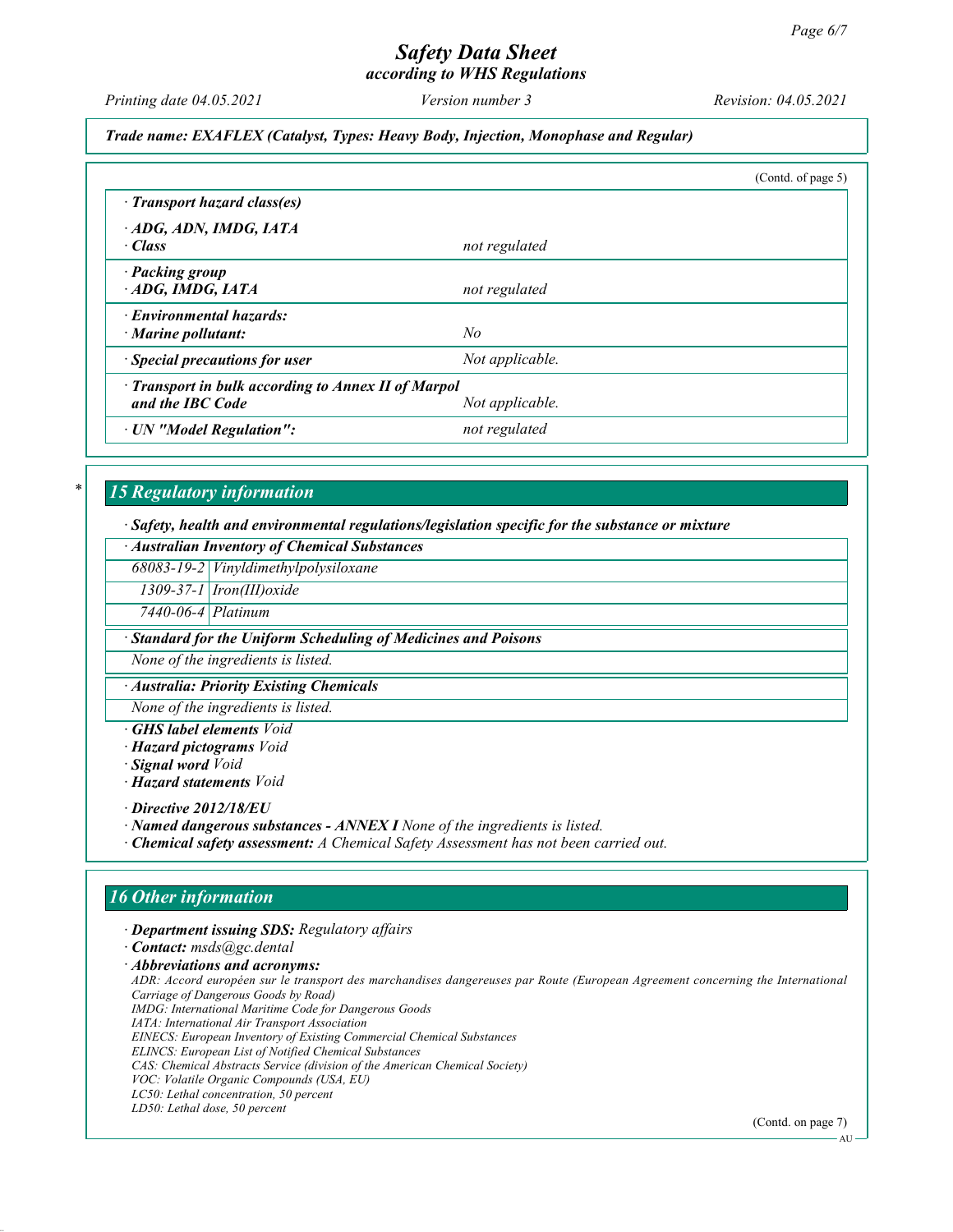*Trade name: EXAFLEX (Catalyst, Types: Heavy Body, Injection, Monophase and Regular)*

(Contd. of page 5)

| | |
|---|---|
| **· Transport hazard class(es)** | |
| **· ADG, ADN, IMDG, IATA** | |
| **· Class** | *not regulated* |
| **· Packing group** | |
| **· ADG, IMDG, IATA** | *not regulated* |
| **· Environmental hazards:** | |
| **· Marine pollutant:** | *No* |
| **· Special precautions for user** | *Not applicable.* |
| **· Transport in bulk according to Annex II of Marpol and the IBC Code** | *Not applicable.* |
| **· UN "Model Regulation":** | *not regulated* |

## 15 Regulatory information

**· Safety, health and environmental regulations/legislation specific for the substance or mixture**

**· Australian Inventory of Chemical Substances**

| | |
|---|---|
| 68083-19-2 | Vinyldimethylpolysiloxane |
| 1309-37-1 | Iron(III)oxide |
| 7440-06-4 | Platinum |

**· Standard for the Uniform Scheduling of Medicines and Poisons**

None of the ingredients is listed.

**· Australia: Priority Existing Chemicals**

None of the ingredients is listed.

**· GHS label elements** *Void*
**· Hazard pictograms** *Void*
**· Signal word** *Void*
**· Hazard statements** *Void*

**· Directive 2012/18/EU**
**· Named dangerous substances - ANNEX I** *None of the ingredients is listed.*
**· Chemical safety assessment:** *A Chemical Safety Assessment has not been carried out.*

## 16 Other information

**· Department issuing SDS:** *Regulatory affairs*
**· Contact:** *msds@gc.dental*
**· Abbreviations and acronyms:**
*ADR: Accord européen sur le transport des marchandises dangereuses par Route (European Agreement concerning the International Carriage of Dangerous Goods by Road)*
*IMDG: International Maritime Code for Dangerous Goods*
*IATA: International Air Transport Association*
*EINECS: European Inventory of Existing Commercial Chemical Substances*
*ELINCS: European List of Notified Chemical Substances*
*CAS: Chemical Abstracts Service (division of the American Chemical Society)*
*VOC: Volatile Organic Compounds (USA, EU)*
*LC50: Lethal concentration, 50 percent*
*LD50: Lethal dose, 50 percent*

(Contd. on page 7)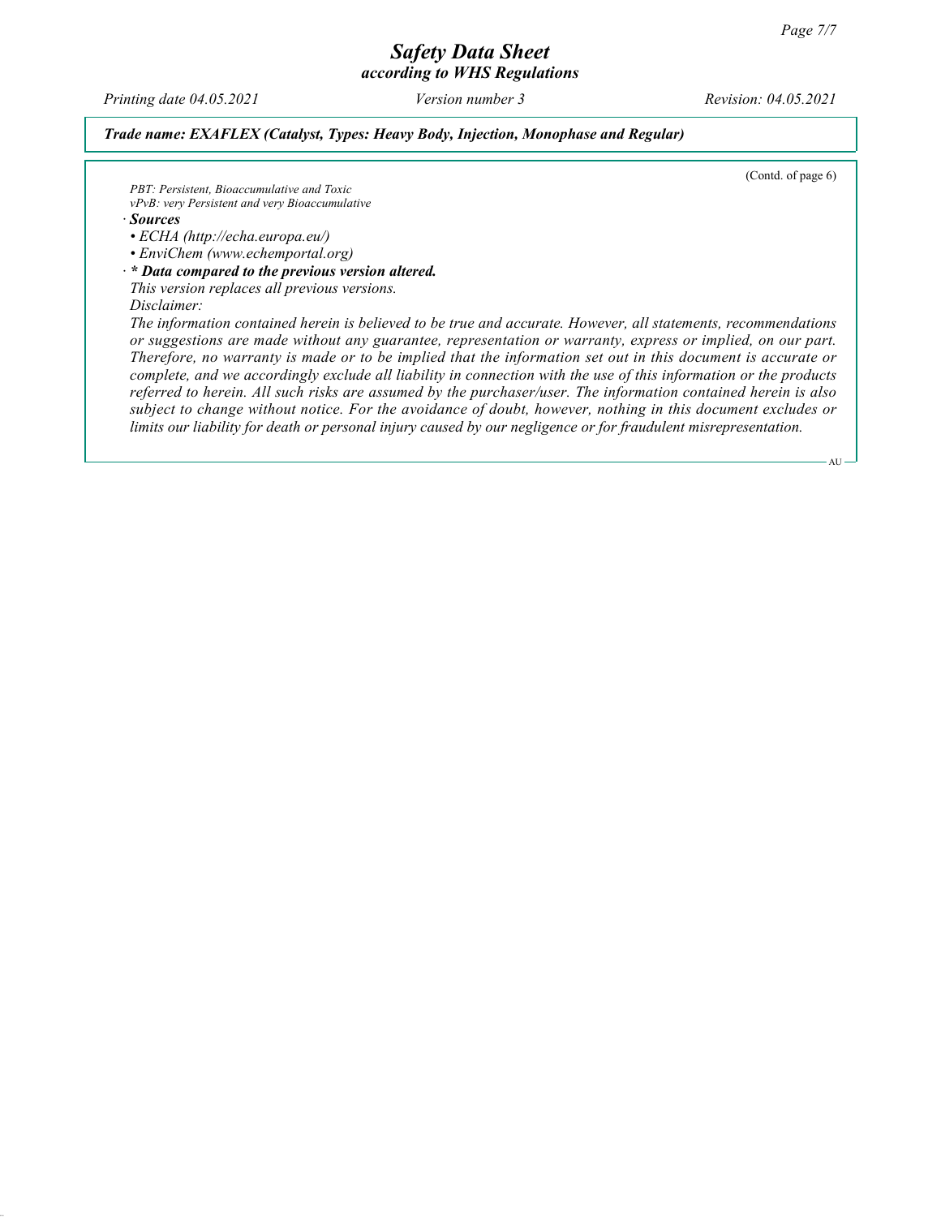(Contd. of page 6)

*PBT: Persistent, Bioaccumulative and Toxic*
*vPvB: very Persistent and very Bioaccumulative*

· ***Sources***

- *ECHA (http://echa.europa.eu/)*
- *EnviChem (www.echemportal.org)*

· ***\* Data compared to the previous version altered.***

*This version replaces all previous versions.*

*Disclaimer:*

*The information contained herein is believed to be true and accurate. However, all statements, recommendations or suggestions are made without any guarantee, representation or warranty, express or implied, on our part. Therefore, no warranty is made or to be implied that the information set out in this document is accurate or complete, and we accordingly exclude all liability in connection with the use of this information or the products referred to herein. All such risks are assumed by the purchaser/user. The information contained herein is also subject to change without notice. For the avoidance of doubt, however, nothing in this document excludes or limits our liability for death or personal injury caused by our negligence or for fraudulent misrepresentation.*